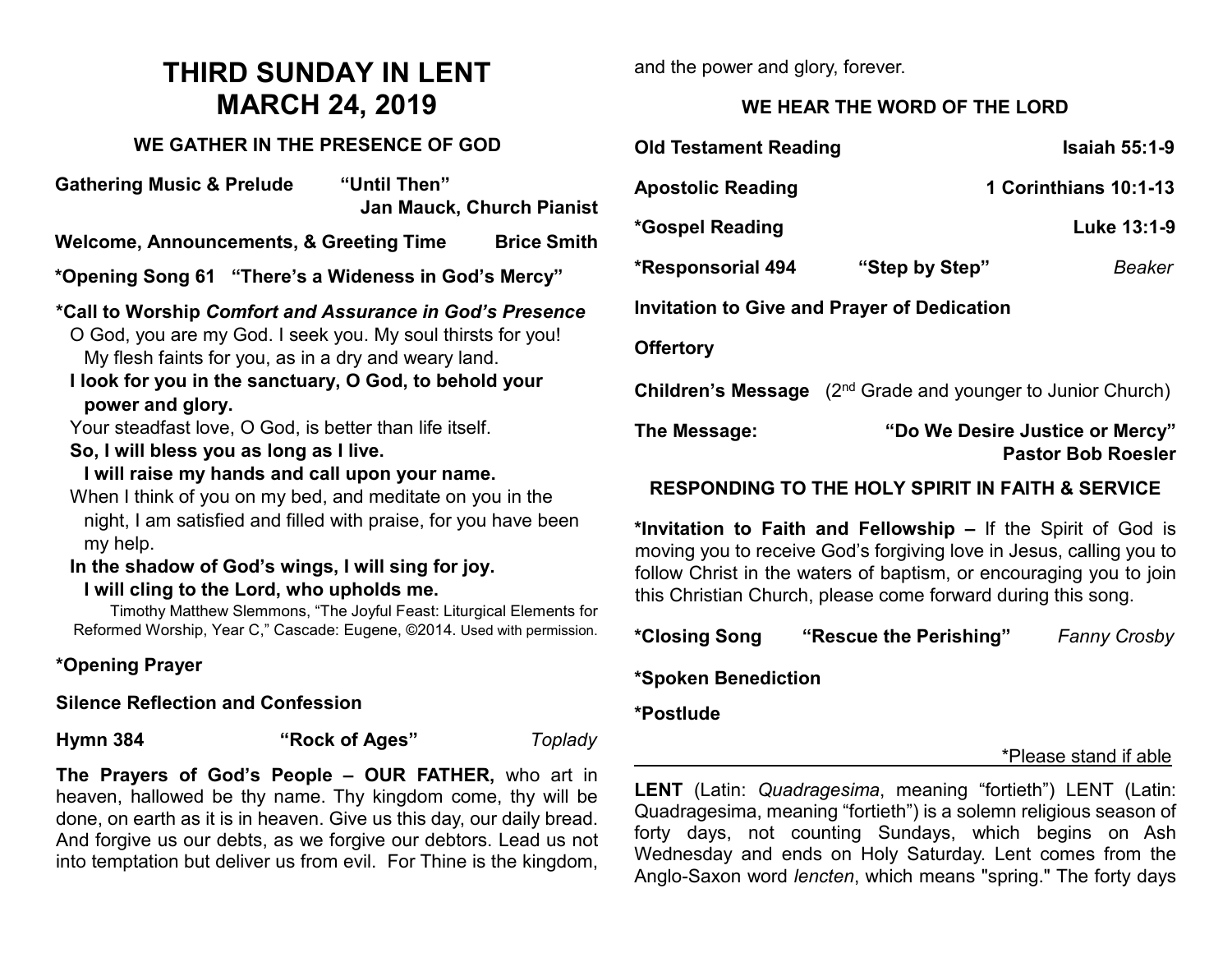# THIRD SUNDAY IN LENT
# MARCH 24, 2019

### WE GATHER IN THE PRESENCE OF GOD

**Gathering Music & Prelude** **"Until Then"**
**Jan Mauck, Church Pianist**

**Welcome, Announcements, & Greeting Time** **Brice Smith**

**\*Opening Song 61 "There's a Wideness in God's Mercy"**

**\*Call to Worship** ***Comfort and Assurance in God's Presence***

O God, you are my God. I seek you. My soul thirsts for you! My flesh faints for you, as in a dry and weary land.

**I look for you in the sanctuary, O God, to behold your power and glory.**

Your steadfast love, O God, is better than life itself.

**So, I will bless you as long as I live.**
**I will raise my hands and call upon your name.**

When I think of you on my bed, and meditate on you in the night, I am satisfied and filled with praise, for you have been my help.

**In the shadow of God's wings, I will sing for joy.**
**I will cling to the Lord, who upholds me.**

Timothy Matthew Slemmons, "The Joyful Feast: Liturgical Elements for Reformed Worship, Year C," Cascade: Eugene, ©2014. Used with permission.

**\*Opening Prayer**

**Silence Reflection and Confession**

**Hymn 384** **"Rock of Ages"** *Toplady*

**The Prayers of God's People – OUR FATHER,** who art in heaven, hallowed be thy name. Thy kingdom come, thy will be done, on earth as it is in heaven. Give us this day, our daily bread. And forgive us our debts, as we forgive our debtors. Lead us not into temptation but deliver us from evil. For Thine is the kingdom, and the power and glory, forever.

### WE HEAR THE WORD OF THE LORD

**Old Testament Reading** **Isaiah 55:1-9**

**Apostolic Reading** **1 Corinthians 10:1-13**

**\*Gospel Reading** **Luke 13:1-9**

**\*Responsorial 494** **"Step by Step"** *Beaker*

**Invitation to Give and Prayer of Dedication**

**Offertory**

**Children's Message** (2nd Grade and younger to Junior Church)

**The Message:** **"Do We Desire Justice or Mercy"**
**Pastor Bob Roesler**

### RESPONDING TO THE HOLY SPIRIT IN FAITH & SERVICE

**\*Invitation to Faith and Fellowship –** If the Spirit of God is moving you to receive God's forgiving love in Jesus, calling you to follow Christ in the waters of baptism, or encouraging you to join this Christian Church, please come forward during this song.

**\*Closing Song** **"Rescue the Perishing"** *Fanny Crosby*

**\*Spoken Benediction**

**\*Postlude**

\*Please stand if able

---

**LENT** (Latin: *Quadragesima*, meaning "fortieth") LENT (Latin: Quadragesima, meaning "fortieth") is a solemn religious season of forty days, not counting Sundays, which begins on Ash Wednesday and ends on Holy Saturday. Lent comes from the Anglo-Saxon word *lencten*, which means "spring." The forty days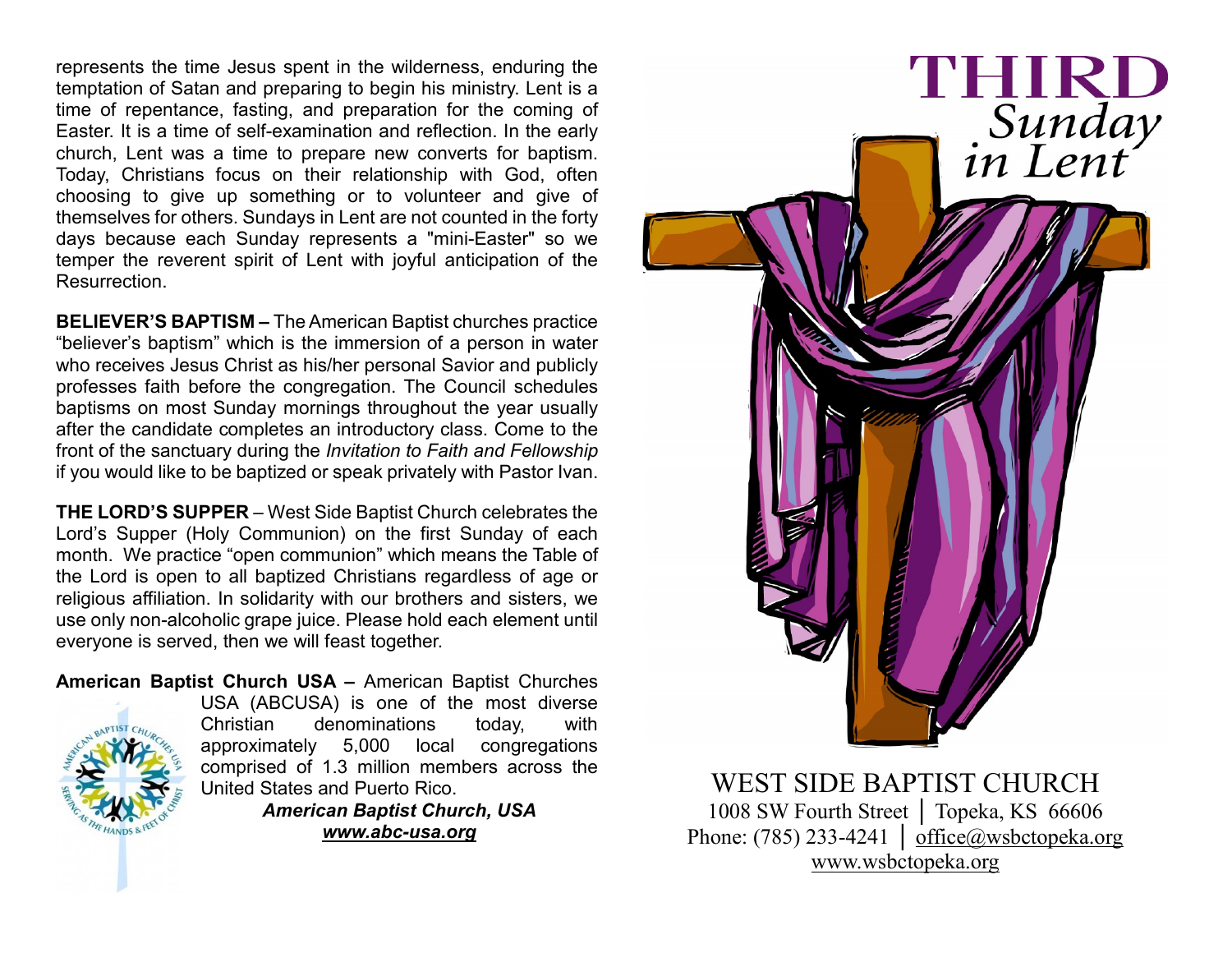represents the time Jesus spent in the wilderness, enduring the temptation of Satan and preparing to begin his ministry. Lent is a time of repentance, fasting, and preparation for the coming of Easter. It is a time of self-examination and reflection. In the early church, Lent was a time to prepare new converts for baptism. Today, Christians focus on their relationship with God, often choosing to give up something or to volunteer and give of themselves for others. Sundays in Lent are not counted in the forty days because each Sunday represents a "mini-Easter" so we temper the reverent spirit of Lent with joyful anticipation of the Resurrection.

**BELIEVER'S BAPTISM –** The American Baptist churches practice "believer's baptism" which is the immersion of a person in water who receives Jesus Christ as his/her personal Savior and publicly professes faith before the congregation. The Council schedules baptisms on most Sunday mornings throughout the year usually after the candidate completes an introductory class. Come to the front of the sanctuary during the *Invitation to Faith and Fellowship* if you would like to be baptized or speak privately with Pastor Ivan.

**THE LORD'S SUPPER** – West Side Baptist Church celebrates the Lord's Supper (Holy Communion) on the first Sunday of each month. We practice "open communion" which means the Table of the Lord is open to all baptized Christians regardless of age or religious affiliation. In solidarity with our brothers and sisters, we use only non-alcoholic grape juice. Please hold each element until everyone is served, then we will feast together.

**American Baptist Church USA –** American Baptist Churches USA (ABCUSA) is one of the most diverse Christian denominations today, with approximately 5,000 local congregations comprised of 1.3 million members across the United States and Puerto Rico.

***American Baptist Church, USA***

***www.abc-usa.org***

# THIRD *Sunday in Lent*

## WEST SIDE BAPTIST CHURCH

1008 SW Fourth Street | Topeka, KS 66606

Phone: (785) 233-4241 | office@wsbctopeka.org

www.wsbctopeka.org